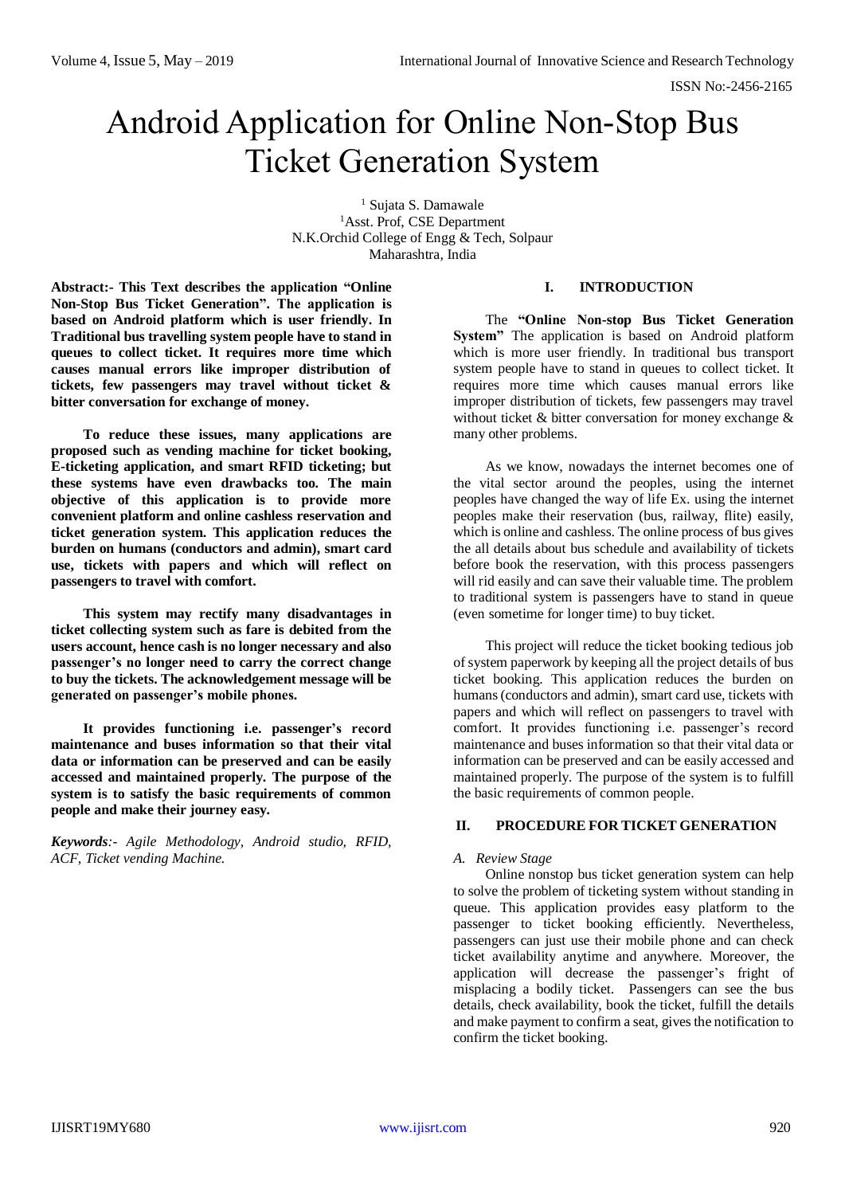# Android Application for Online Non-Stop Bus Ticket Generation System

[1] Sujata S. Damawale
[1]Asst. Prof, CSE Department
N.K.Orchid College of Engg & Tech, Solpaur
Maharashtra, India

**Abstract:- This Text describes the application "Online Non-Stop Bus Ticket Generation". The application is based on Android platform which is user friendly. In Traditional bus travelling system people have to stand in queues to collect ticket. It requires more time which causes manual errors like improper distribution of tickets, few passengers may travel without ticket & bitter conversation for exchange of money.**

**To reduce these issues, many applications are proposed such as vending machine for ticket booking, E-ticketing application, and smart RFID ticketing; but these systems have even drawbacks too. The main objective of this application is to provide more convenient platform and online cashless reservation and ticket generation system. This application reduces the burden on humans (conductors and admin), smart card use, tickets with papers and which will reflect on passengers to travel with comfort.**

**This system may rectify many disadvantages in ticket collecting system such as fare is debited from the users account, hence cash is no longer necessary and also passenger's no longer need to carry the correct change to buy the tickets. The acknowledgement message will be generated on passenger's mobile phones.**

**It provides functioning i.e. passenger's record maintenance and buses information so that their vital data or information can be preserved and can be easily accessed and maintained properly. The purpose of the system is to satisfy the basic requirements of common people and make their journey easy.**

***Keywords****:- Agile Methodology, Android studio, RFID, ACF, Ticket vending Machine.*

## I. INTRODUCTION

The **"Online Non-stop Bus Ticket Generation System"** The application is based on Android platform which is more user friendly. In traditional bus transport system people have to stand in queues to collect ticket. It requires more time which causes manual errors like improper distribution of tickets, few passengers may travel without ticket & bitter conversation for money exchange & many other problems.

As we know, nowadays the internet becomes one of the vital sector around the peoples, using the internet peoples have changed the way of life Ex. using the internet peoples make their reservation (bus, railway, flite) easily, which is online and cashless. The online process of bus gives the all details about bus schedule and availability of tickets before book the reservation, with this process passengers will rid easily and can save their valuable time. The problem to traditional system is passengers have to stand in queue (even sometime for longer time) to buy ticket.

This project will reduce the ticket booking tedious job of system paperwork by keeping all the project details of bus ticket booking. This application reduces the burden on humans (conductors and admin), smart card use, tickets with papers and which will reflect on passengers to travel with comfort. It provides functioning i.e. passenger's record maintenance and buses information so that their vital data or information can be preserved and can be easily accessed and maintained properly. The purpose of the system is to fulfill the basic requirements of common people.

## II. PROCEDURE FOR TICKET GENERATION

### *A. Review Stage*

Online nonstop bus ticket generation system can help to solve the problem of ticketing system without standing in queue. This application provides easy platform to the passenger to ticket booking efficiently. Nevertheless, passengers can just use their mobile phone and can check ticket availability anytime and anywhere. Moreover, the application will decrease the passenger's fright of misplacing a bodily ticket. Passengers can see the bus details, check availability, book the ticket, fulfill the details and make payment to confirm a seat, gives the notification to confirm the ticket booking.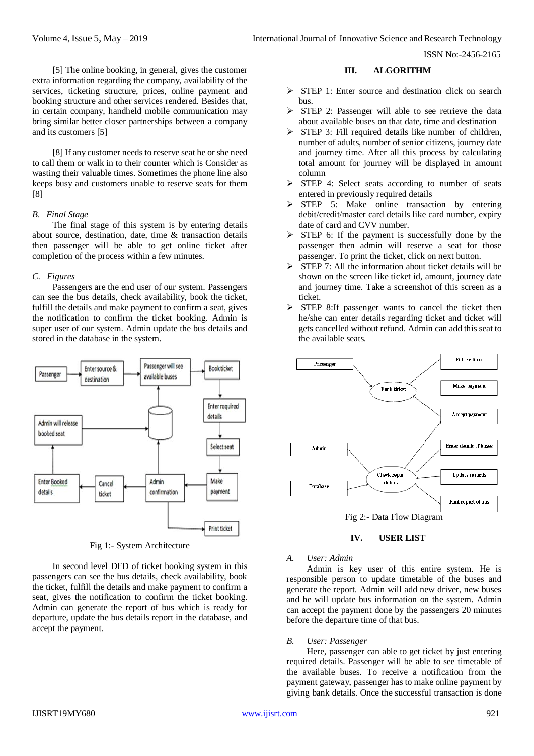[5] The online booking, in general, gives the customer extra information regarding the company, availability of the services, ticketing structure, prices, online payment and booking structure and other services rendered. Besides that, in certain company, handheld mobile communication may bring similar better closer partnerships between a company and its customers [5]

[8] If any customer needs to reserve seat he or she need to call them or walk in to their counter which is Consider as wasting their valuable times. Sometimes the phone line also keeps busy and customers unable to reserve seats for them [8]

### *B. Final Stage*

The final stage of this system is by entering details about source, destination, date, time & transaction details then passenger will be able to get online ticket after completion of the process within a few minutes.

### *C. Figures*

Passengers are the end user of our system. Passengers can see the bus details, check availability, book the ticket, fulfill the details and make payment to confirm a seat, gives the notification to confirm the ticket booking. Admin is super user of our system. Admin update the bus details and stored in the database in the system.

Fig 1:- System Architecture

In second level DFD of ticket booking system in this passengers can see the bus details, check availability, book the ticket, fulfill the details and make payment to confirm a seat, gives the notification to confirm the ticket booking. Admin can generate the report of bus which is ready for departure, update the bus details report in the database, and accept the payment.

## III. ALGORITHM

- STEP 1: Enter source and destination click on search bus.
- STEP 2: Passenger will able to see retrieve the data about available buses on that date, time and destination
- STEP 3: Fill required details like number of children, number of adults, number of senior citizens, journey date and journey time. After all this process by calculating total amount for journey will be displayed in amount column
- STEP 4: Select seats according to number of seats entered in previously required details
- STEP 5: Make online transaction by entering debit/credit/master card details like card number, expiry date of card and CVV number.
- STEP 6: If the payment is successfully done by the passenger then admin will reserve a seat for those passenger. To print the ticket, click on next button.
- STEP 7: All the information about ticket details will be shown on the screen like ticket id, amount, journey date and journey time. Take a screenshot of this screen as a ticket.
- STEP 8:If passenger wants to cancel the ticket then he/she can enter details regarding ticket and ticket will gets cancelled without refund. Admin can add this seat to the available seats.

Fig 2:- Data Flow Diagram

## IV. USER LIST

### *A. User: Admin*

Admin is key user of this entire system. He is responsible person to update timetable of the buses and generate the report. Admin will add new driver, new buses and he will update bus information on the system. Admin can accept the payment done by the passengers 20 minutes before the departure time of that bus.

### *B. User: Passenger*

Here, passenger can able to get ticket by just entering required details. Passenger will be able to see timetable of the available buses. To receive a notification from the payment gateway, passenger has to make online payment by giving bank details. Once the successful transaction is done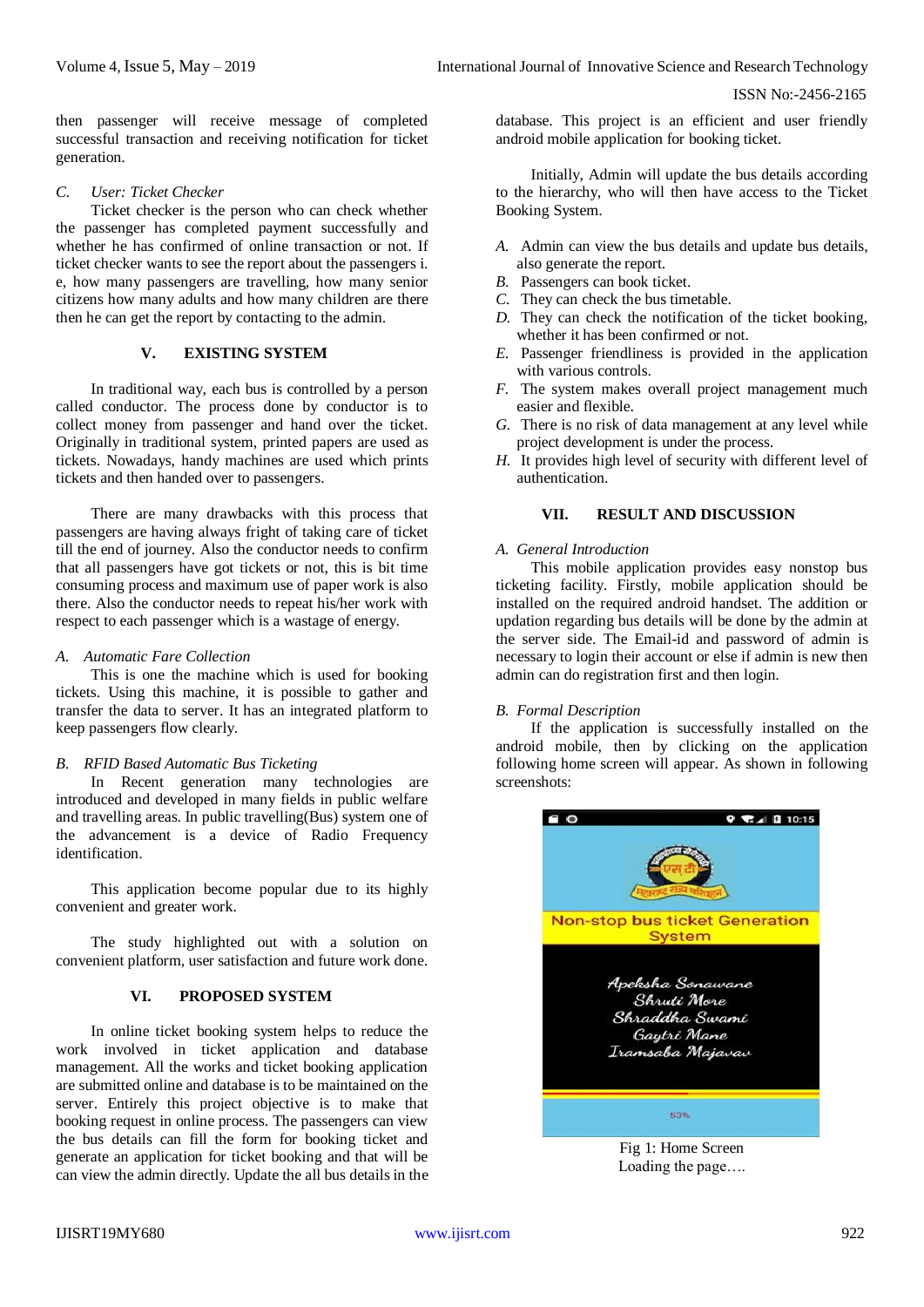then passenger will receive message of completed successful transaction and receiving notification for ticket generation.

### *C. User: Ticket Checker*

Ticket checker is the person who can check whether the passenger has completed payment successfully and whether he has confirmed of online transaction or not. If ticket checker wants to see the report about the passengers i. e, how many passengers are travelling, how many senior citizens how many adults and how many children are there then he can get the report by contacting to the admin.

## V. EXISTING SYSTEM

In traditional way, each bus is controlled by a person called conductor. The process done by conductor is to collect money from passenger and hand over the ticket. Originally in traditional system, printed papers are used as tickets. Nowadays, handy machines are used which prints tickets and then handed over to passengers.

There are many drawbacks with this process that passengers are having always fright of taking care of ticket till the end of journey. Also the conductor needs to confirm that all passengers have got tickets or not, this is bit time consuming process and maximum use of paper work is also there. Also the conductor needs to repeat his/her work with respect to each passenger which is a wastage of energy.

### *A. Automatic Fare Collection*

This is one the machine which is used for booking tickets. Using this machine, it is possible to gather and transfer the data to server. It has an integrated platform to keep passengers flow clearly.

### *B. RFID Based Automatic Bus Ticketing*

In Recent generation many technologies are introduced and developed in many fields in public welfare and travelling areas. In public travelling(Bus) system one of the advancement is a device of Radio Frequency identification.

This application become popular due to its highly convenient and greater work.

The study highlighted out with a solution on convenient platform, user satisfaction and future work done.

## VI. PROPOSED SYSTEM

In online ticket booking system helps to reduce the work involved in ticket application and database management. All the works and ticket booking application are submitted online and database is to be maintained on the server. Entirely this project objective is to make that booking request in online process. The passengers can view the bus details can fill the form for booking ticket and generate an application for ticket booking and that will be can view the admin directly. Update the all bus details in the database. This project is an efficient and user friendly android mobile application for booking ticket.

Initially, Admin will update the bus details according to the hierarchy, who will then have access to the Ticket Booking System.

- *A.* Admin can view the bus details and update bus details, also generate the report.
- *B.* Passengers can book ticket.
- *C.* They can check the bus timetable.
- *D.* They can check the notification of the ticket booking, whether it has been confirmed or not.
- *E.* Passenger friendliness is provided in the application with various controls.
- *F.* The system makes overall project management much easier and flexible.
- *G.* There is no risk of data management at any level while project development is under the process.
- *H.* It provides high level of security with different level of authentication.

## VII. RESULT AND DISCUSSION

### *A. General Introduction*

This mobile application provides easy nonstop bus ticketing facility. Firstly, mobile application should be installed on the required android handset. The addition or updation regarding bus details will be done by the admin at the server side. The Email-id and password of admin is necessary to login their account or else if admin is new then admin can do registration first and then login.

### *B. Formal Description*

If the application is successfully installed on the android mobile, then by clicking on the application following home screen will appear. As shown in following screenshots:

Fig 1: Home Screen
Loading the page….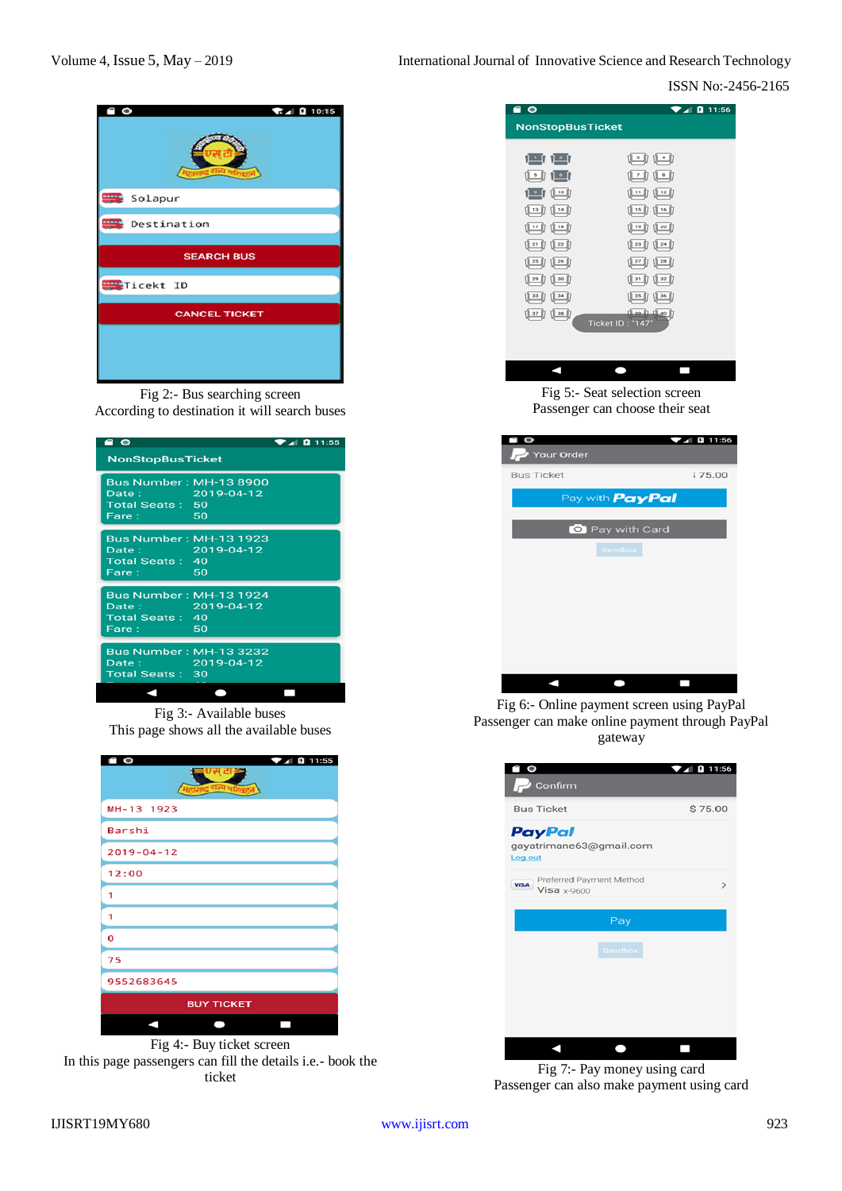Fig 2:- Bus searching screen
According to destination it will search buses

Fig 3:- Available buses
This page shows all the available buses

Fig 4:- Buy ticket screen
In this page passengers can fill the details i.e.- book the ticket

Fig 5:- Seat selection screen
Passenger can choose their seat

Fig 6:- Online payment screen using PayPal
Passenger can make online payment through PayPal gateway

Fig 7:- Pay money using card
Passenger can also make payment using card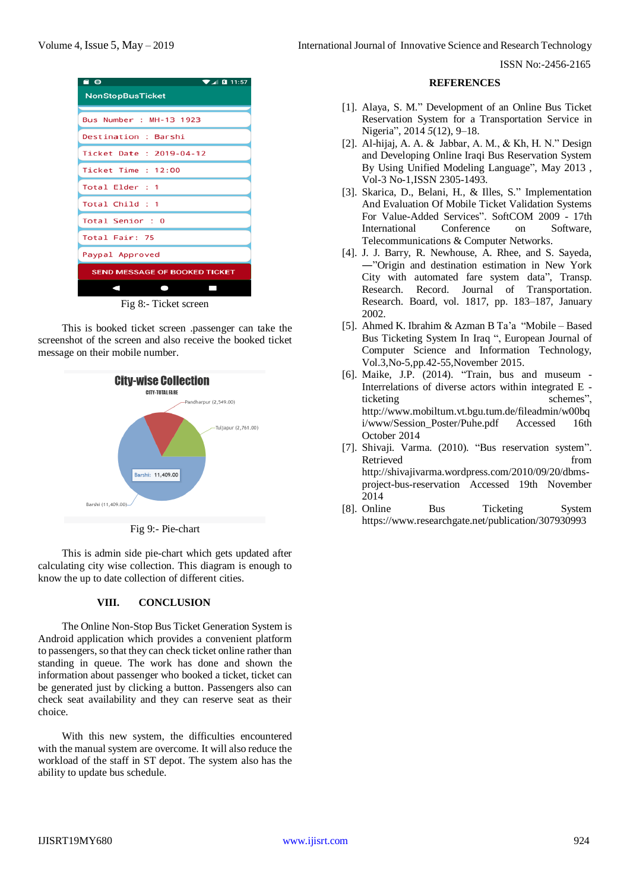Bus Number : MH-13 1923

Destination : Barshi

Ticket Date : 2019-04-12

Ticket Time : 12:00

Total Elder : 1

Total Child : 1

Total Senior : 0

Total Fair: 75

Paypal Approved

SEND MESSAGE OF BOOKED TICKET

Fig 8:- Ticket screen

This is booked ticket screen .passenger can take the screenshot of the screen and also receive the booked ticket message on their mobile number.

City-wise Collection

CITY-TOTAL FARE

Pandharpur (2,549.00)

Tuljapur (2,761.00)

Barshi: 11,409.00

Barshi (11,409.00)

Fig 9:- Pie-chart

This is admin side pie-chart which gets updated after calculating city wise collection. This diagram is enough to know the up to date collection of different cities.

## VIII. CONCLUSION

The Online Non-Stop Bus Ticket Generation System is Android application which provides a convenient platform to passengers, so that they can check ticket online rather than standing in queue. The work has done and shown the information about passenger who booked a ticket, ticket can be generated just by clicking a button. Passengers also can check seat availability and they can reserve seat as their choice.

With this new system, the difficulties encountered with the manual system are overcome. It will also reduce the workload of the staff in ST depot. The system also has the ability to update bus schedule.

## REFERENCES

[1]. Alaya, S. M.” Development of an Online Bus Ticket Reservation System for a Transportation Service in Nigeria”, 2014 *5*(12), 9–18.

[2]. Al-hijaj, A. A. & Jabbar, A. M., & Kh, H. N.” Design and Developing Online Iraqi Bus Reservation System By Using Unified Modeling Language”, May 2013 , Vol-3 No-1,ISSN 2305-1493.

[3]. Skarica, D., Belani, H., & Illes, S.” Implementation And Evaluation Of Mobile Ticket Validation Systems For Value-Added Services”. SoftCOM 2009 - 17th International Conference on Software, Telecommunications & Computer Networks.

[4]. J. J. Barry, R. Newhouse, A. Rhee, and S. Sayeda, ―”Origin and destination estimation in New York City with automated fare system data”, Transp. Research. Record. Journal of Transportation. Research. Board, vol. 1817, pp. 183–187, January 2002.

[5]. Ahmed K. Ibrahim & Azman B Ta’a “Mobile – Based Bus Ticketing System In Iraq “, European Journal of Computer Science and Information Technology, Vol.3,No-5,pp.42-55,November 2015.

[6]. Maike, J.P. (2014). “Train, bus and museum - Interrelations of diverse actors within integrated E - ticketing schemes”, http://www.mobiltum.vt.bgu.tum.de/fileadmin/w00bqi/www/Session_Poster/Puhe.pdf Accessed 16th October 2014

[7]. Shivaji. Varma. (2010). “Bus reservation system”. Retrieved from http://shivajivarma.wordpress.com/2010/09/20/dbms-project-bus-reservation Accessed 19th November 2014

[8]. Online Bus Ticketing System https://www.researchgate.net/publication/307930993